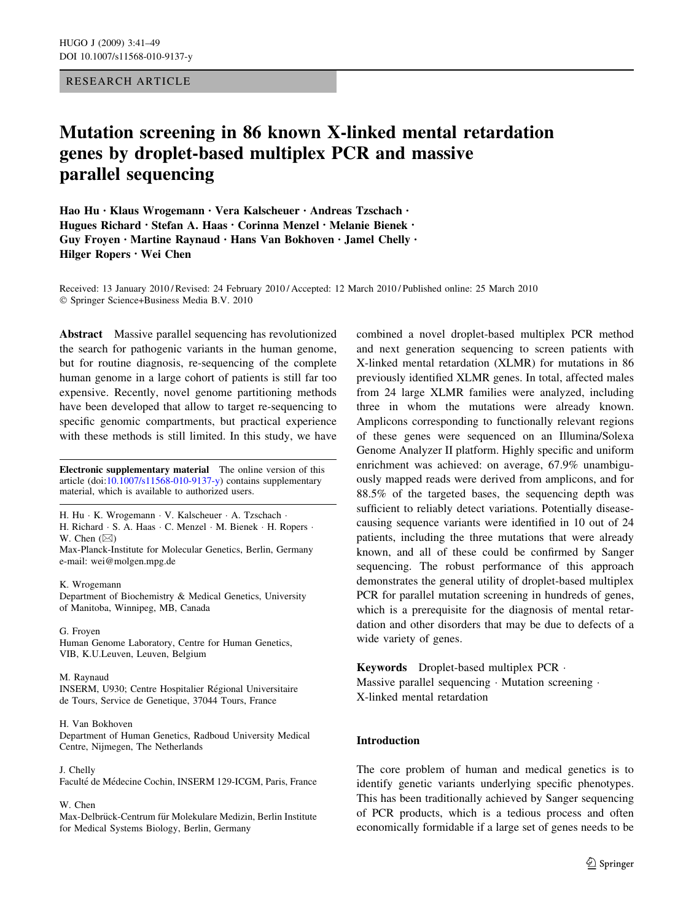RESEARCH ARTICLE

# Mutation screening in 86 known X-linked mental retardation genes by droplet-based multiplex PCR and massive parallel sequencing

**Hao Hu · Klaus Wrogemann · Vera Kalscheuer · Andreas Tzschach · Hugues Richard · Stefan A. Haas · Corinna Menzel · Melanie Bienek · Guy Froyen · Martine Raynaud · Hans Van Bokhoven · Jamel Chelly · Hilger Ropers · Wei Chen**

Received: 13 January 2010 / Revised: 24 February 2010 / Accepted: 12 March 2010 / Published online: 25 March 2010
© Springer Science+Business Media B.V. 2010

**Abstract** Massive parallel sequencing has revolutionized the search for pathogenic variants in the human genome, but for routine diagnosis, re-sequencing of the complete human genome in a large cohort of patients is still far too expensive. Recently, novel genome partitioning methods have been developed that allow to target re-sequencing to specific genomic compartments, but practical experience with these methods is still limited. In this study, we have combined a novel droplet-based multiplex PCR method and next generation sequencing to screen patients with X-linked mental retardation (XLMR) for mutations in 86 previously identified XLMR genes. In total, affected males from 24 large XLMR families were analyzed, including three in whom the mutations were already known. Amplicons corresponding to functionally relevant regions of these genes were sequenced on an Illumina/Solexa Genome Analyzer II platform. Highly specific and uniform enrichment was achieved: on average, 67.9% unambiguously mapped reads were derived from amplicons, and for 88.5% of the targeted bases, the sequencing depth was sufficient to reliably detect variations. Potentially disease-causing sequence variants were identified in 10 out of 24 patients, including the three mutations that were already known, and all of these could be confirmed by Sanger sequencing. The robust performance of this approach demonstrates the general utility of droplet-based multiplex PCR for parallel mutation screening in hundreds of genes, which is a prerequisite for the diagnosis of mental retardation and other disorders that may be due to defects of a wide variety of genes.

**Keywords** Droplet-based multiplex PCR · Massive parallel sequencing · Mutation screening · X-linked mental retardation

**Electronic supplementary material** The online version of this article (doi:10.1007/s11568-010-9137-y) contains supplementary material, which is available to authorized users.

H. Hu · K. Wrogemann · V. Kalscheuer · A. Tzschach · H. Richard · S. A. Haas · C. Menzel · M. Bienek · H. Ropers · W. Chen (✉)
Max-Planck-Institute for Molecular Genetics, Berlin, Germany
e-mail: wei@molgen.mpg.de

K. Wrogemann
Department of Biochemistry & Medical Genetics, University of Manitoba, Winnipeg, MB, Canada

G. Froyen
Human Genome Laboratory, Centre for Human Genetics, VIB, K.U.Leuven, Leuven, Belgium

M. Raynaud
INSERM, U930; Centre Hospitalier Régional Universitaire de Tours, Service de Genetique, 37044 Tours, France

H. Van Bokhoven
Department of Human Genetics, Radboud University Medical Centre, Nijmegen, The Netherlands

J. Chelly
Faculté de Médecine Cochin, INSERM 129-ICGM, Paris, France

W. Chen
Max-Delbrück-Centrum für Molekulare Medizin, Berlin Institute for Medical Systems Biology, Berlin, Germany

## Introduction

The core problem of human and medical genetics is to identify genetic variants underlying specific phenotypes. This has been traditionally achieved by Sanger sequencing of PCR products, which is a tedious process and often economically formidable if a large set of genes needs to be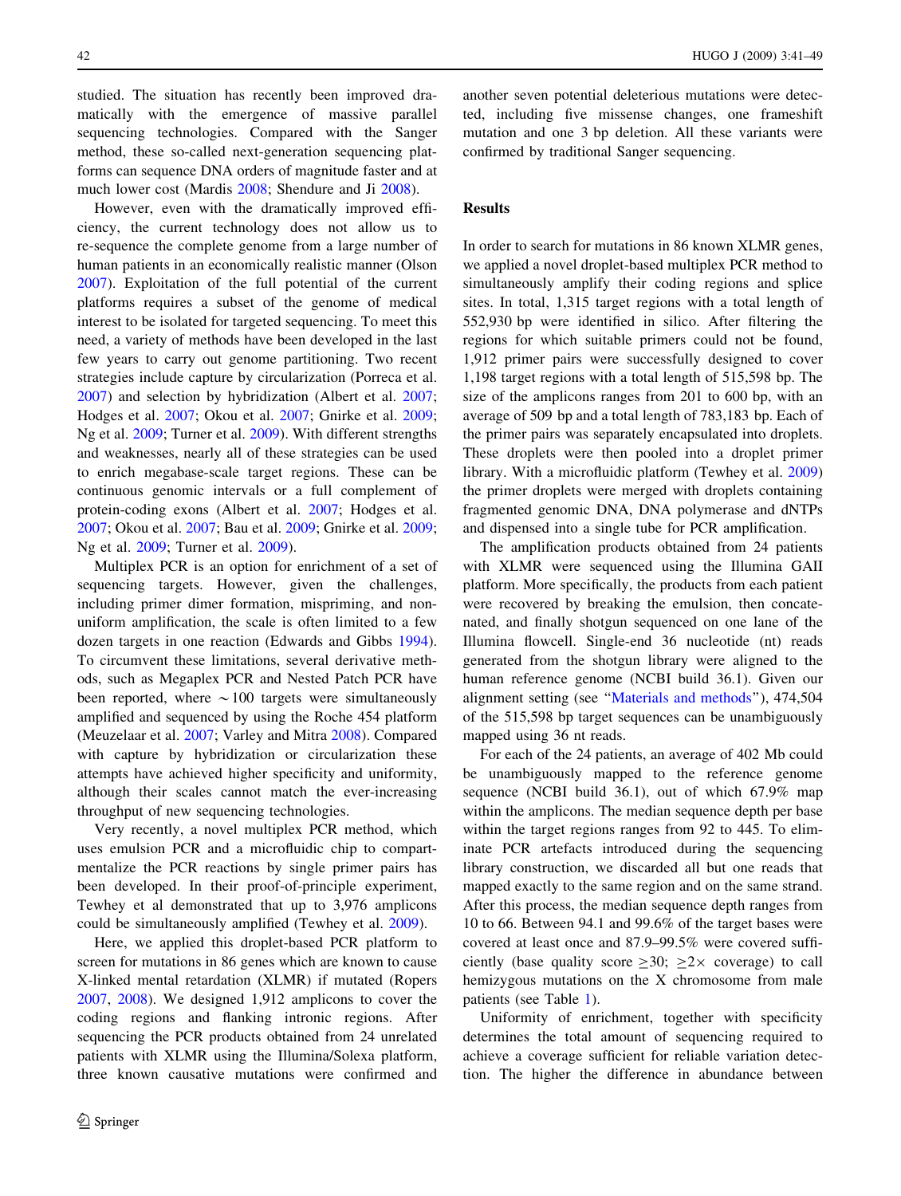studied. The situation has recently been improved dramatically with the emergence of massive parallel sequencing technologies. Compared with the Sanger method, these so-called next-generation sequencing platforms can sequence DNA orders of magnitude faster and at much lower cost (Mardis 2008; Shendure and Ji 2008).

However, even with the dramatically improved efficiency, the current technology does not allow us to re-sequence the complete genome from a large number of human patients in an economically realistic manner (Olson 2007). Exploitation of the full potential of the current platforms requires a subset of the genome of medical interest to be isolated for targeted sequencing. To meet this need, a variety of methods have been developed in the last few years to carry out genome partitioning. Two recent strategies include capture by circularization (Porreca et al. 2007) and selection by hybridization (Albert et al. 2007; Hodges et al. 2007; Okou et al. 2007; Gnirke et al. 2009; Ng et al. 2009; Turner et al. 2009). With different strengths and weaknesses, nearly all of these strategies can be used to enrich megabase-scale target regions. These can be continuous genomic intervals or a full complement of protein-coding exons (Albert et al. 2007; Hodges et al. 2007; Okou et al. 2007; Bau et al. 2009; Gnirke et al. 2009; Ng et al. 2009; Turner et al. 2009).

Multiplex PCR is an option for enrichment of a set of sequencing targets. However, given the challenges, including primer dimer formation, mispriming, and non-uniform amplification, the scale is often limited to a few dozen targets in one reaction (Edwards and Gibbs 1994). To circumvent these limitations, several derivative methods, such as Megaplex PCR and Nested Patch PCR have been reported, where ~100 targets were simultaneously amplified and sequenced by using the Roche 454 platform (Meuzelaar et al. 2007; Varley and Mitra 2008). Compared with capture by hybridization or circularization these attempts have achieved higher specificity and uniformity, although their scales cannot match the ever-increasing throughput of new sequencing technologies.

Very recently, a novel multiplex PCR method, which uses emulsion PCR and a microfluidic chip to compartmentalize the PCR reactions by single primer pairs has been developed. In their proof-of-principle experiment, Tewhey et al demonstrated that up to 3,976 amplicons could be simultaneously amplified (Tewhey et al. 2009).

Here, we applied this droplet-based PCR platform to screen for mutations in 86 genes which are known to cause X-linked mental retardation (XLMR) if mutated (Ropers 2007, 2008). We designed 1,912 amplicons to cover the coding regions and flanking intronic regions. After sequencing the PCR products obtained from 24 unrelated patients with XLMR using the Illumina/Solexa platform, three known causative mutations were confirmed and another seven potential deleterious mutations were detected, including five missense changes, one frameshift mutation and one 3 bp deletion. All these variants were confirmed by traditional Sanger sequencing.

## Results

In order to search for mutations in 86 known XLMR genes, we applied a novel droplet-based multiplex PCR method to simultaneously amplify their coding regions and splice sites. In total, 1,315 target regions with a total length of 552,930 bp were identified in silico. After filtering the regions for which suitable primers could not be found, 1,912 primer pairs were successfully designed to cover 1,198 target regions with a total length of 515,598 bp. The size of the amplicons ranges from 201 to 600 bp, with an average of 509 bp and a total length of 783,183 bp. Each of the primer pairs was separately encapsulated into droplets. These droplets were then pooled into a droplet primer library. With a microfluidic platform (Tewhey et al. 2009) the primer droplets were merged with droplets containing fragmented genomic DNA, DNA polymerase and dNTPs and dispensed into a single tube for PCR amplification.

The amplification products obtained from 24 patients with XLMR were sequenced using the Illumina GAII platform. More specifically, the products from each patient were recovered by breaking the emulsion, then concatenated, and finally shotgun sequenced on one lane of the Illumina flowcell. Single-end 36 nucleotide (nt) reads generated from the shotgun library were aligned to the human reference genome (NCBI build 36.1). Given our alignment setting (see "Materials and methods"), 474,504 of the 515,598 bp target sequences can be unambiguously mapped using 36 nt reads.

For each of the 24 patients, an average of 402 Mb could be unambiguously mapped to the reference genome sequence (NCBI build 36.1), out of which 67.9% map within the amplicons. The median sequence depth per base within the target regions ranges from 92 to 445. To eliminate PCR artefacts introduced during the sequencing library construction, we discarded all but one reads that mapped exactly to the same region and on the same strand. After this process, the median sequence depth ranges from 10 to 66. Between 94.1 and 99.6% of the target bases were covered at least once and 87.9–99.5% were covered sufficiently (base quality score ≥30; ≥2× coverage) to call hemizygous mutations on the X chromosome from male patients (see Table 1).

Uniformity of enrichment, together with specificity determines the total amount of sequencing required to achieve a coverage sufficient for reliable variation detection. The higher the difference in abundance between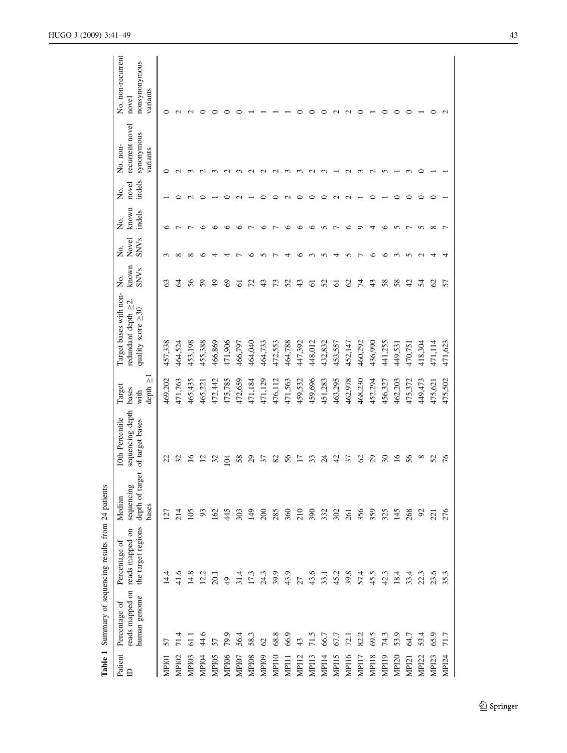**Table 1** Summary of sequencing results from 24 patients

| Patient ID | Percentage of reads mapped on human genome | Percentage of reads mapped on the target regions | Median sequencing depth of target bases | 10th Percentile sequencing depth of target bases | Target bases with depth ≥1 | Target bases with non-redundant depth ≥2, quality score ≥30 | No. known SNVs | No. Novel SNVs | No. known indels | No. novel indels | No. non-recurrent novel synonymous variants | No. non-recurrent novel nonsynonymous variants |
|---|---|---|---|---|---|---|---|---|---|---|---|---|
| MPI01 | 57 | 14.4 | 127 | 22 | 469,202 | 457,338 | 63 | 3 | 6 | 1 | 0 | 0 |
| MPI02 | 71.4 | 41.6 | 214 | 32 | 471,763 | 464,524 | 64 | 8 | 7 | 0 | 2 | 2 |
| MPI03 | 61.1 | 14.8 | 105 | 16 | 465,435 | 453,198 | 56 | 8 | 7 | 2 | 3 | 2 |
| MPI04 | 44.6 | 12.2 | 93 | 12 | 465,221 | 455,388 | 59 | 6 | 6 | 0 | 2 | 0 |
| MPI05 | 57 | 20.1 | 162 | 32 | 472,442 | 466,869 | 49 | 4 | 6 | 1 | 3 | 0 |
| MPI06 | 79.9 | 49 | 445 | 104 | 475,785 | 471,906 | 69 | 4 | 6 | 0 | 2 | 0 |
| MPI07 | 56.4 | 31.4 | 303 | 58 | 472,659 | 466,797 | 61 | 7 | 6 | 2 | 3 | 0 |
| MPI08 | 58.3 | 17.3 | 149 | 29 | 471,184 | 464,040 | 72 | 6 | 7 | 1 | 2 | 1 |
| MPI09 | 62 | 24.3 | 200 | 37 | 471,129 | 464,733 | 43 | 5 | 6 | 0 | 2 | 1 |
| MPI10 | 68.8 | 39.9 | 285 | 82 | 476,112 | 472,553 | 73 | 7 | 7 | 0 | 2 | 1 |
| MPI11 | 66.9 | 43.9 | 360 | 56 | 471,563 | 464,788 | 52 | 4 | 6 | 2 | 3 | 1 |
| MPI12 | 43 | 27 | 210 | 17 | 459,532 | 447,392 | 43 | 6 | 6 | 0 | 3 | 0 |
| MPI13 | 71.5 | 43.6 | 390 | 33 | 459,696 | 448,012 | 61 | 3 | 6 | 0 | 2 | 0 |
| MPI14 | 66.7 | 33.1 | 332 | 24 | 451,283 | 432,832 | 52 | 5 | 5 | 0 | 3 | 0 |
| MPI15 | 67.7 | 45.2 | 302 | 42 | 463,295 | 453,557 | 61 | 4 | 7 | 2 | 1 | 2 |
| MPI16 | 72.1 | 39.8 | 261 | 37 | 462,978 | 452,147 | 62 | 5 | 6 | 2 | 2 | 2 |
| MPI17 | 82.2 | 57.4 | 356 | 62 | 468,230 | 460,292 | 74 | 7 | 9 | 1 | 3 | 0 |
| MPI18 | 69.5 | 45.5 | 359 | 29 | 452,294 | 436,990 | 43 | 6 | 4 | 0 | 2 | 1 |
| MPI19 | 74.3 | 42.3 | 325 | 30 | 456,327 | 441,255 | 58 | 6 | 6 | 1 | 5 | 0 |
| MPI20 | 53.9 | 18.4 | 145 | 16 | 462,203 | 449,531 | 58 | 3 | 5 | 0 | 1 | 0 |
| MPI21 | 64.7 | 33.4 | 268 | 56 | 475,372 | 470,751 | 42 | 5 | 7 | 0 | 3 | 0 |
| MPI22 | 53.4 | 22.3 | 92 | 8 | 449,473 | 418,304 | 54 | 2 | 5 | 0 | 0 | 1 |
| MPI23 | 65.9 | 23.6 | 221 | 52 | 475,621 | 471,114 | 62 | 4 | 8 | 0 | 1 | 0 |
| MPI24 | 71.7 | 35.3 | 276 | 76 | 475,502 | 471,623 | 57 | 4 | 7 | 1 | 1 | 2 |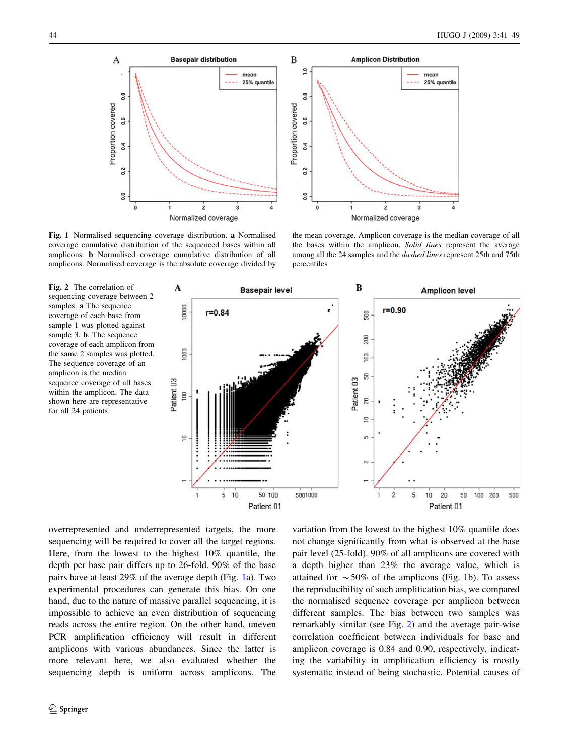**Fig. 1** Normalised sequencing coverage distribution. **a** Normalised coverage cumulative distribution of the sequenced bases within all amplicons. **b** Normalised coverage cumulative distribution of all amplicons. Normalised coverage is the absolute coverage divided by the mean coverage. Amplicon coverage is the median coverage of all the bases within the amplicon. *Solid lines* represent the average among all the 24 samples and the *dashed lines* represent 25th and 75th percentiles

**Fig. 2** The correlation of sequencing coverage between 2 samples. **a** The sequence coverage of each base from sample 1 was plotted against sample 3. **b**. The sequence coverage of each amplicon from the same 2 samples was plotted. The sequence coverage of an amplicon is the median sequence coverage of all bases within the amplicon. The data shown here are representative for all 24 patients

overrepresented and underrepresented targets, the more sequencing will be required to cover all the target regions. Here, from the lowest to the highest 10% quantile, the depth per base pair differs up to 26-fold. 90% of the base pairs have at least 29% of the average depth (Fig. 1a). Two experimental procedures can generate this bias. On one hand, due to the nature of massive parallel sequencing, it is impossible to achieve an even distribution of sequencing reads across the entire region. On the other hand, uneven PCR amplification efficiency will result in different amplicons with various abundances. Since the latter is more relevant here, we also evaluated whether the sequencing depth is uniform across amplicons. The variation from the lowest to the highest 10% quantile does not change significantly from what is observed at the base pair level (25-fold). 90% of all amplicons are covered with a depth higher than 23% the average value, which is attained for ~50% of the amplicons (Fig. 1b). To assess the reproducibility of such amplification bias, we compared the normalised sequence coverage per amplicon between different samples. The bias between two samples was remarkably similar (see Fig. 2) and the average pair-wise correlation coefficient between individuals for base and amplicon coverage is 0.84 and 0.90, respectively, indicating the variability in amplification efficiency is mostly systematic instead of being stochastic. Potential causes of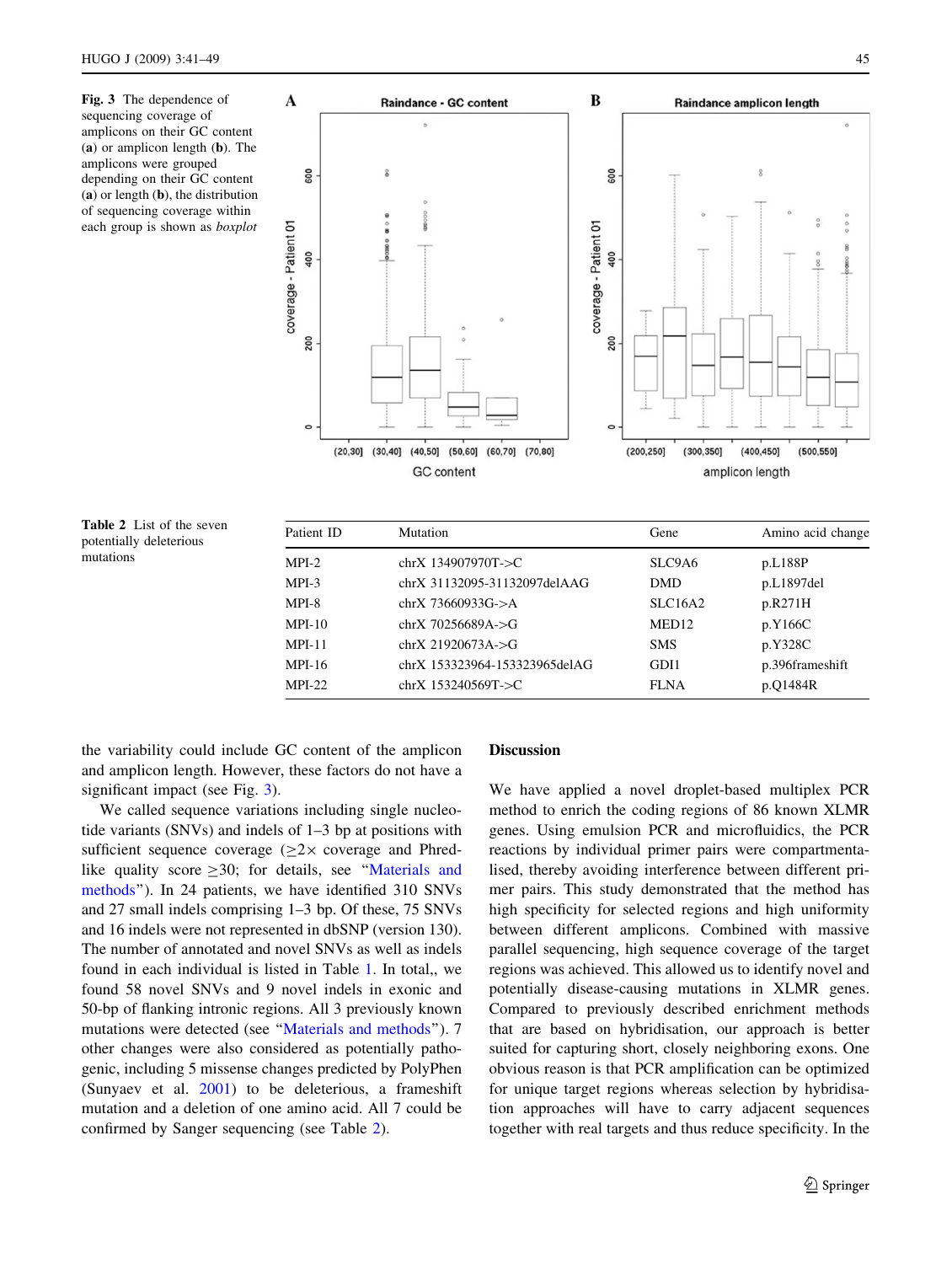**Fig. 3** The dependence of sequencing coverage of amplicons on their GC content (**a**) or amplicon length (**b**). The amplicons were grouped depending on their GC content (**a**) or length (**b**), the distribution of sequencing coverage within each group is shown as *boxplot*

**Table 2** List of the seven potentially deleterious mutations

| Patient ID | Mutation | Gene | Amino acid change |
|---|---|---|---|
| MPI-2 | chrX 134907970T->C | SLC9A6 | p.L188P |
| MPI-3 | chrX 31132095-31132097delAAG | DMD | p.L1897del |
| MPI-8 | chrX 73660933G->A | SLC16A2 | p.R271H |
| MPI-10 | chrX 70256689A->G | MED12 | p.Y166C |
| MPI-11 | chrX 21920673A->G | SMS | p.Y328C |
| MPI-16 | chrX 153323964-153323965delAG | GDI1 | p.396frameshift |
| MPI-22 | chrX 153240569T->C | FLNA | p.Q1484R |

the variability could include GC content of the amplicon and amplicon length. However, these factors do not have a significant impact (see Fig. 3).

We called sequence variations including single nucleotide variants (SNVs) and indels of 1–3 bp at positions with sufficient sequence coverage ($\geq 2\times$ coverage and Phred-like quality score $\geq 30$; for details, see "Materials and methods"). In 24 patients, we have identified 310 SNVs and 27 small indels comprising 1–3 bp. Of these, 75 SNVs and 16 indels were not represented in dbSNP (version 130). The number of annotated and novel SNVs as well as indels found in each individual is listed in Table 1. In total, we found 58 novel SNVs and 9 novel indels in exonic and 50-bp of flanking intronic regions. All 3 previously known mutations were detected (see "Materials and methods"). 7 other changes were also considered as potentially pathogenic, including 5 missense changes predicted by PolyPhen (Sunyaev et al. 2001) to be deleterious, a frameshift mutation and a deletion of one amino acid. All 7 could be confirmed by Sanger sequencing (see Table 2).

## Discussion

We have applied a novel droplet-based multiplex PCR method to enrich the coding regions of 86 known XLMR genes. Using emulsion PCR and microfluidics, the PCR reactions by individual primer pairs were compartmentalised, thereby avoiding interference between different primer pairs. This study demonstrated that the method has high specificity for selected regions and high uniformity between different amplicons. Combined with massive parallel sequencing, high sequence coverage of the target regions was achieved. This allowed us to identify novel and potentially disease-causing mutations in XLMR genes. Compared to previously described enrichment methods that are based on hybridisation, our approach is better suited for capturing short, closely neighboring exons. One obvious reason is that PCR amplification can be optimized for unique target regions whereas selection by hybridisation approaches will have to carry adjacent sequences together with real targets and thus reduce specificity. In the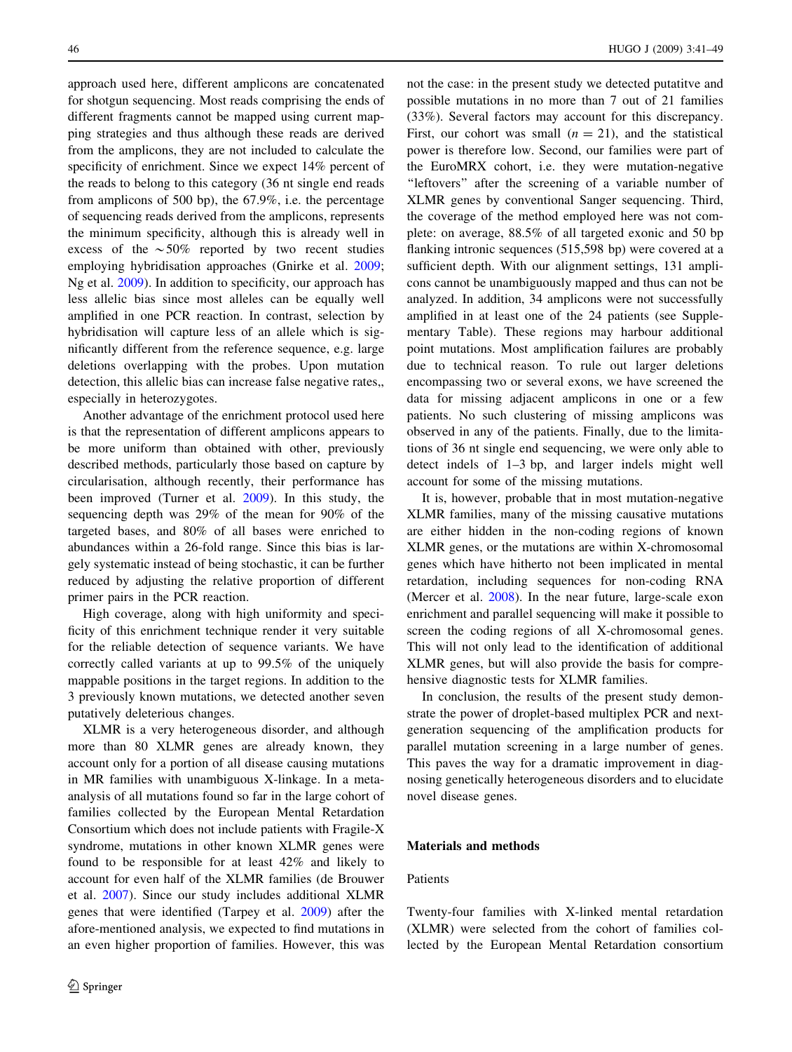approach used here, different amplicons are concatenated for shotgun sequencing. Most reads comprising the ends of different fragments cannot be mapped using current mapping strategies and thus although these reads are derived from the amplicons, they are not included to calculate the specificity of enrichment. Since we expect 14% percent of the reads to belong to this category (36 nt single end reads from amplicons of 500 bp), the 67.9%, i.e. the percentage of sequencing reads derived from the amplicons, represents the minimum specificity, although this is already well in excess of the $\sim$50% reported by two recent studies employing hybridisation approaches (Gnirke et al. 2009; Ng et al. 2009). In addition to specificity, our approach has less allelic bias since most alleles can be equally well amplified in one PCR reaction. In contrast, selection by hybridisation will capture less of an allele which is significantly different from the reference sequence, e.g. large deletions overlapping with the probes. Upon mutation detection, this allelic bias can increase false negative rates,, especially in heterozygotes.

Another advantage of the enrichment protocol used here is that the representation of different amplicons appears to be more uniform than obtained with other, previously described methods, particularly those based on capture by circularisation, although recently, their performance has been improved (Turner et al. 2009). In this study, the sequencing depth was 29% of the mean for 90% of the targeted bases, and 80% of all bases were enriched to abundances within a 26-fold range. Since this bias is largely systematic instead of being stochastic, it can be further reduced by adjusting the relative proportion of different primer pairs in the PCR reaction.

High coverage, along with high uniformity and specificity of this enrichment technique render it very suitable for the reliable detection of sequence variants. We have correctly called variants at up to 99.5% of the uniquely mappable positions in the target regions. In addition to the 3 previously known mutations, we detected another seven putatively deleterious changes.

XLMR is a very heterogeneous disorder, and although more than 80 XLMR genes are already known, they account only for a portion of all disease causing mutations in MR families with unambiguous X-linkage. In a meta-analysis of all mutations found so far in the large cohort of families collected by the European Mental Retardation Consortium which does not include patients with Fragile-X syndrome, mutations in other known XLMR genes were found to be responsible for at least 42% and likely to account for even half of the XLMR families (de Brouwer et al. 2007). Since our study includes additional XLMR genes that were identified (Tarpey et al. 2009) after the afore-mentioned analysis, we expected to find mutations in an even higher proportion of families. However, this was not the case: in the present study we detected putatitve and possible mutations in no more than 7 out of 21 families (33%). Several factors may account for this discrepancy. First, our cohort was small ($n = 21$), and the statistical power is therefore low. Second, our families were part of the EuroMRX cohort, i.e. they were mutation-negative "leftovers" after the screening of a variable number of XLMR genes by conventional Sanger sequencing. Third, the coverage of the method employed here was not complete: on average, 88.5% of all targeted exonic and 50 bp flanking intronic sequences (515,598 bp) were covered at a sufficient depth. With our alignment settings, 131 amplicons cannot be unambiguously mapped and thus can not be analyzed. In addition, 34 amplicons were not successfully amplified in at least one of the 24 patients (see Supplementary Table). These regions may harbour additional point mutations. Most amplification failures are probably due to technical reason. To rule out larger deletions encompassing two or several exons, we have screened the data for missing adjacent amplicons in one or a few patients. No such clustering of missing amplicons was observed in any of the patients. Finally, due to the limitations of 36 nt single end sequencing, we were only able to detect indels of 1–3 bp, and larger indels might well account for some of the missing mutations.

It is, however, probable that in most mutation-negative XLMR families, many of the missing causative mutations are either hidden in the non-coding regions of known XLMR genes, or the mutations are within X-chromosomal genes which have hitherto not been implicated in mental retardation, including sequences for non-coding RNA (Mercer et al. 2008). In the near future, large-scale exon enrichment and parallel sequencing will make it possible to screen the coding regions of all X-chromosomal genes. This will not only lead to the identification of additional XLMR genes, but will also provide the basis for comprehensive diagnostic tests for XLMR families.

In conclusion, the results of the present study demonstrate the power of droplet-based multiplex PCR and next-generation sequencing of the amplification products for parallel mutation screening in a large number of genes. This paves the way for a dramatic improvement in diagnosing genetically heterogeneous disorders and to elucidate novel disease genes.

## Materials and methods

### Patients

Twenty-four families with X-linked mental retardation (XLMR) were selected from the cohort of families collected by the European Mental Retardation consortium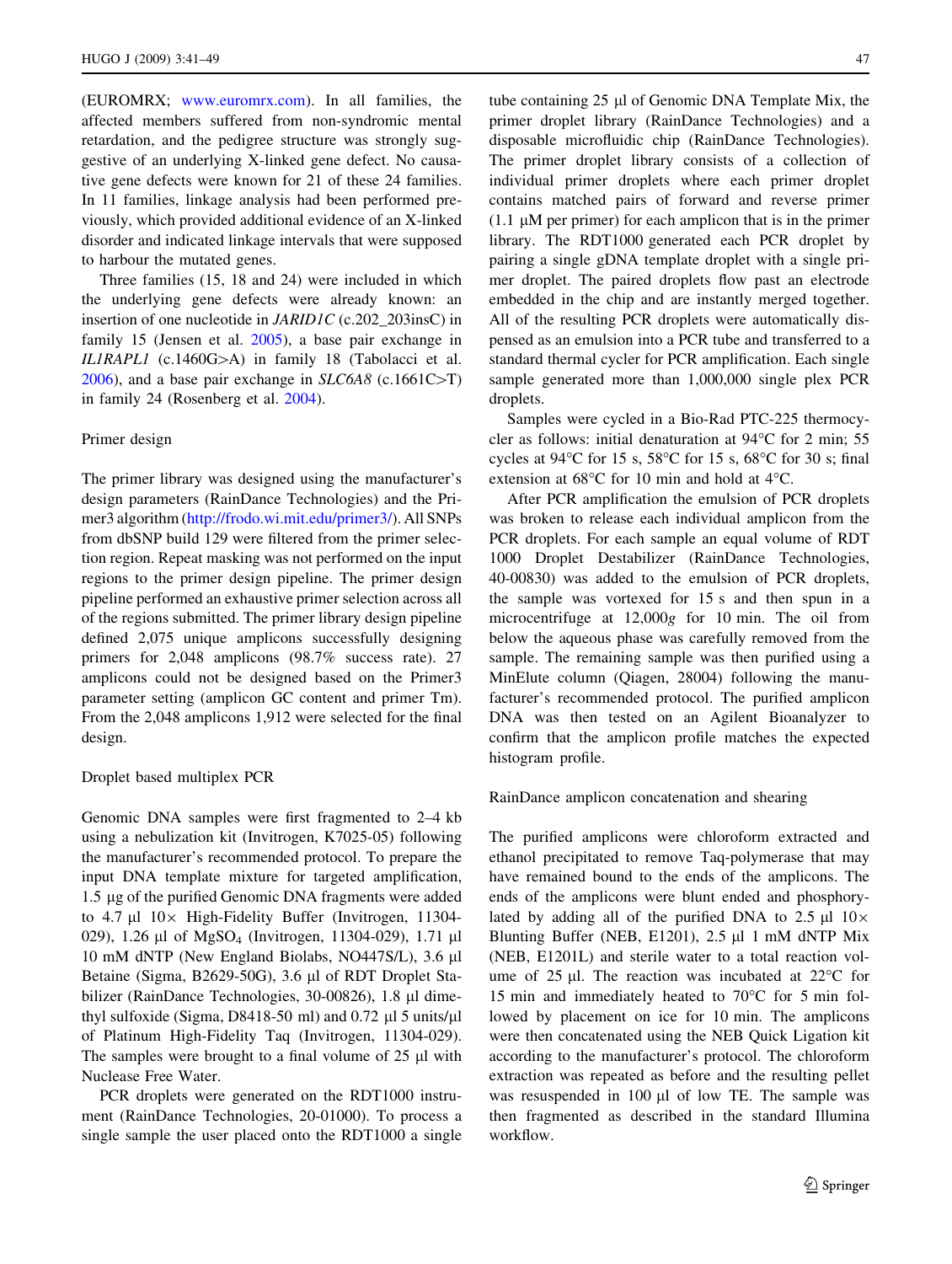(EUROMRX; www.euromrx.com). In all families, the affected members suffered from non-syndromic mental retardation, and the pedigree structure was strongly suggestive of an underlying X-linked gene defect. No causative gene defects were known for 21 of these 24 families. In 11 families, linkage analysis had been performed previously, which provided additional evidence of an X-linked disorder and indicated linkage intervals that were supposed to harbour the mutated genes.

Three families (15, 18 and 24) were included in which the underlying gene defects were already known: an insertion of one nucleotide in *JARID1C* (c.202_203insC) in family 15 (Jensen et al. 2005), a base pair exchange in *IL1RAPL1* (c.1460G>A) in family 18 (Tabolacci et al. 2006), and a base pair exchange in *SLC6A8* (c.1661C>T) in family 24 (Rosenberg et al. 2004).

### Primer design

The primer library was designed using the manufacturer's design parameters (RainDance Technologies) and the Primer3 algorithm (http://frodo.wi.mit.edu/primer3/). All SNPs from dbSNP build 129 were filtered from the primer selection region. Repeat masking was not performed on the input regions to the primer design pipeline. The primer design pipeline performed an exhaustive primer selection across all of the regions submitted. The primer library design pipeline defined 2,075 unique amplicons successfully designing primers for 2,048 amplicons (98.7% success rate). 27 amplicons could not be designed based on the Primer3 parameter setting (amplicon GC content and primer Tm). From the 2,048 amplicons 1,912 were selected for the final design.

### Droplet based multiplex PCR

Genomic DNA samples were first fragmented to 2–4 kb using a nebulization kit (Invitrogen, K7025-05) following the manufacturer's recommended protocol. To prepare the input DNA template mixture for targeted amplification, 1.5 µg of the purified Genomic DNA fragments were added to 4.7 µl 10× High-Fidelity Buffer (Invitrogen, 11304-029), 1.26 µl of $MgSO_4$ (Invitrogen, 11304-029), 1.71 µl 10 mM dNTP (New England Biolabs, NO447S/L), 3.6 µl Betaine (Sigma, B2629-50G), 3.6 µl of RDT Droplet Stabilizer (RainDance Technologies, 30-00826), 1.8 µl dimethyl sulfoxide (Sigma, D8418-50 ml) and 0.72 µl 5 units/µl of Platinum High-Fidelity Taq (Invitrogen, 11304-029). The samples were brought to a final volume of 25 µl with Nuclease Free Water.

PCR droplets were generated on the RDT1000 instrument (RainDance Technologies, 20-01000). To process a single sample the user placed onto the RDT1000 a single tube containing 25 µl of Genomic DNA Template Mix, the primer droplet library (RainDance Technologies) and a disposable microfluidic chip (RainDance Technologies). The primer droplet library consists of a collection of individual primer droplets where each primer droplet contains matched pairs of forward and reverse primer (1.1 µM per primer) for each amplicon that is in the primer library. The RDT1000 generated each PCR droplet by pairing a single gDNA template droplet with a single primer droplet. The paired droplets flow past an electrode embedded in the chip and are instantly merged together. All of the resulting PCR droplets were automatically dispensed as an emulsion into a PCR tube and transferred to a standard thermal cycler for PCR amplification. Each single sample generated more than 1,000,000 single plex PCR droplets.

Samples were cycled in a Bio-Rad PTC-225 thermocycler as follows: initial denaturation at 94°C for 2 min; 55 cycles at 94°C for 15 s, 58°C for 15 s, 68°C for 30 s; final extension at 68°C for 10 min and hold at 4°C.

After PCR amplification the emulsion of PCR droplets was broken to release each individual amplicon from the PCR droplets. For each sample an equal volume of RDT 1000 Droplet Destabilizer (RainDance Technologies, 40-00830) was added to the emulsion of PCR droplets, the sample was vortexed for 15 s and then spun in a microcentrifuge at 12,000*g* for 10 min. The oil from below the aqueous phase was carefully removed from the sample. The remaining sample was then purified using a MinElute column (Qiagen, 28004) following the manufacturer's recommended protocol. The purified amplicon DNA was then tested on an Agilent Bioanalyzer to confirm that the amplicon profile matches the expected histogram profile.

### RainDance amplicon concatenation and shearing

The purified amplicons were chloroform extracted and ethanol precipitated to remove Taq-polymerase that may have remained bound to the ends of the amplicons. The ends of the amplicons were blunt ended and phosphorylated by adding all of the purified DNA to 2.5 µl 10× Blunting Buffer (NEB, E1201), 2.5 µl 1 mM dNTP Mix (NEB, E1201L) and sterile water to a total reaction volume of 25 µl. The reaction was incubated at 22°C for 15 min and immediately heated to 70°C for 5 min followed by placement on ice for 10 min. The amplicons were then concatenated using the NEB Quick Ligation kit according to the manufacturer's protocol. The chloroform extraction was repeated as before and the resulting pellet was resuspended in 100 µl of low TE. The sample was then fragmented as described in the standard Illumina workflow.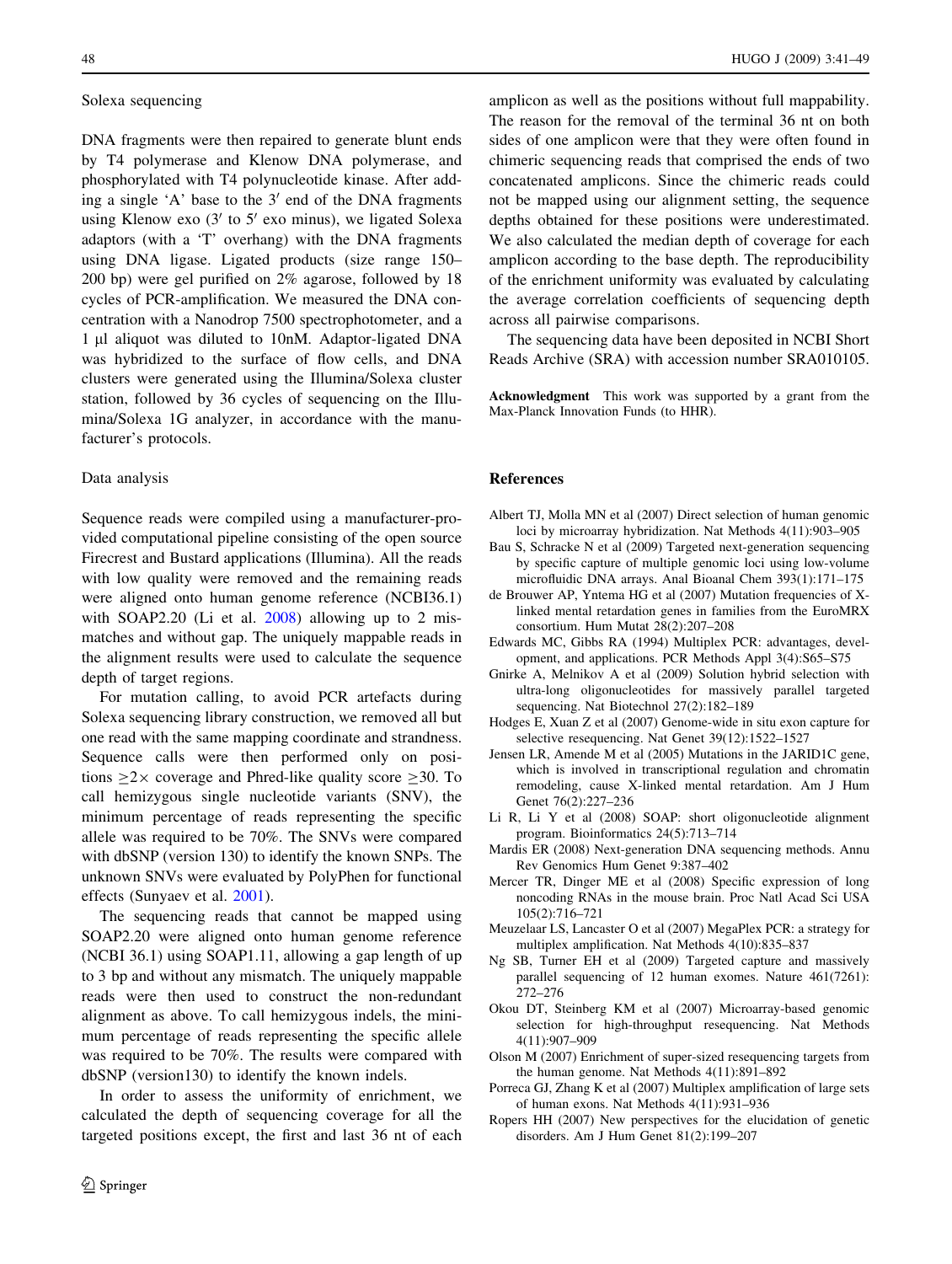### Solexa sequencing

DNA fragments were then repaired to generate blunt ends by T4 polymerase and Klenow DNA polymerase, and phosphorylated with T4 polynucleotide kinase. After adding a single 'A' base to the 3′ end of the DNA fragments using Klenow exo (3′ to 5′ exo minus), we ligated Solexa adaptors (with a 'T' overhang) with the DNA fragments using DNA ligase. Ligated products (size range 150–200 bp) were gel purified on 2% agarose, followed by 18 cycles of PCR-amplification. We measured the DNA concentration with a Nanodrop 7500 spectrophotometer, and a 1 μl aliquot was diluted to 10nM. Adaptor-ligated DNA was hybridized to the surface of flow cells, and DNA clusters were generated using the Illumina/Solexa cluster station, followed by 36 cycles of sequencing on the Illumina/Solexa 1G analyzer, in accordance with the manufacturer's protocols.

### Data analysis

Sequence reads were compiled using a manufacturer-provided computational pipeline consisting of the open source Firecrest and Bustard applications (Illumina). All the reads with low quality were removed and the remaining reads were aligned onto human genome reference (NCBI36.1) with SOAP2.20 (Li et al. 2008) allowing up to 2 mismatches and without gap. The uniquely mappable reads in the alignment results were used to calculate the sequence depth of target regions.

For mutation calling, to avoid PCR artefacts during Solexa sequencing library construction, we removed all but one read with the same mapping coordinate and strandness. Sequence calls were then performed only on positions $\geq 2\times$ coverage and Phred-like quality score $\geq 30$. To call hemizygous single nucleotide variants (SNV), the minimum percentage of reads representing the specific allele was required to be 70%. The SNVs were compared with dbSNP (version 130) to identify the known SNPs. The unknown SNVs were evaluated by PolyPhen for functional effects (Sunyaev et al. 2001).

The sequencing reads that cannot be mapped using SOAP2.20 were aligned onto human genome reference (NCBI 36.1) using SOAP1.11, allowing a gap length of up to 3 bp and without any mismatch. The uniquely mappable reads were then used to construct the non-redundant alignment as above. To call hemizygous indels, the minimum percentage of reads representing the specific allele was required to be 70%. The results were compared with dbSNP (version130) to identify the known indels.

In order to assess the uniformity of enrichment, we calculated the depth of sequencing coverage for all the targeted positions except, the first and last 36 nt of each amplicon as well as the positions without full mappability. The reason for the removal of the terminal 36 nt on both sides of one amplicon were that they were often found in chimeric sequencing reads that comprised the ends of two concatenated amplicons. Since the chimeric reads could not be mapped using our alignment setting, the sequence depths obtained for these positions were underestimated. We also calculated the median depth of coverage for each amplicon according to the base depth. The reproducibility of the enrichment uniformity was evaluated by calculating the average correlation coefficients of sequencing depth across all pairwise comparisons.

The sequencing data have been deposited in NCBI Short Reads Archive (SRA) with accession number SRA010105.

**Acknowledgment** This work was supported by a grant from the Max-Planck Innovation Funds (to HHR).

## References

Albert TJ, Molla MN et al (2007) Direct selection of human genomic loci by microarray hybridization. Nat Methods 4(11):903–905

Bau S, Schracke N et al (2009) Targeted next-generation sequencing by specific capture of multiple genomic loci using low-volume microfluidic DNA arrays. Anal Bioanal Chem 393(1):171–175

de Brouwer AP, Yntema HG et al (2007) Mutation frequencies of X-linked mental retardation genes in families from the EuroMRX consortium. Hum Mutat 28(2):207–208

Edwards MC, Gibbs RA (1994) Multiplex PCR: advantages, development, and applications. PCR Methods Appl 3(4):S65–S75

Gnirke A, Melnikov A et al (2009) Solution hybrid selection with ultra-long oligonucleotides for massively parallel targeted sequencing. Nat Biotechnol 27(2):182–189

Hodges E, Xuan Z et al (2007) Genome-wide in situ exon capture for selective resequencing. Nat Genet 39(12):1522–1527

Jensen LR, Amende M et al (2005) Mutations in the JARID1C gene, which is involved in transcriptional regulation and chromatin remodeling, cause X-linked mental retardation. Am J Hum Genet 76(2):227–236

Li R, Li Y et al (2008) SOAP: short oligonucleotide alignment program. Bioinformatics 24(5):713–714

Mardis ER (2008) Next-generation DNA sequencing methods. Annu Rev Genomics Hum Genet 9:387–402

Mercer TR, Dinger ME et al (2008) Specific expression of long noncoding RNAs in the mouse brain. Proc Natl Acad Sci USA 105(2):716–721

Meuzelaar LS, Lancaster O et al (2007) MegaPlex PCR: a strategy for multiplex amplification. Nat Methods 4(10):835–837

Ng SB, Turner EH et al (2009) Targeted capture and massively parallel sequencing of 12 human exomes. Nature 461(7261): 272–276

Okou DT, Steinberg KM et al (2007) Microarray-based genomic selection for high-throughput resequencing. Nat Methods 4(11):907–909

Olson M (2007) Enrichment of super-sized resequencing targets from the human genome. Nat Methods 4(11):891–892

Porreca GJ, Zhang K et al (2007) Multiplex amplification of large sets of human exons. Nat Methods 4(11):931–936

Ropers HH (2007) New perspectives for the elucidation of genetic disorders. Am J Hum Genet 81(2):199–207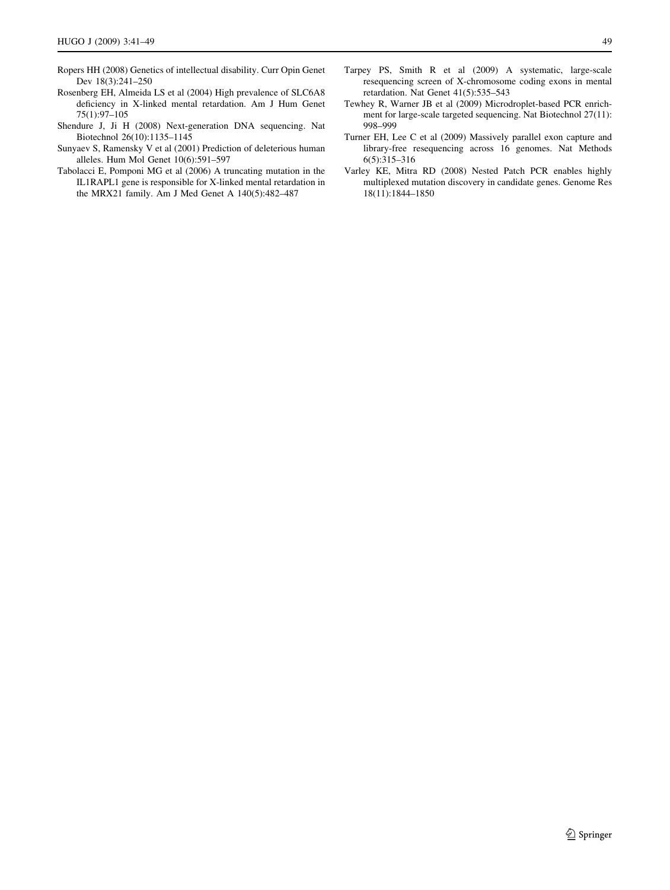Ropers HH (2008) Genetics of intellectual disability. Curr Opin Genet Dev 18(3):241–250

Rosenberg EH, Almeida LS et al (2004) High prevalence of SLC6A8 deficiency in X-linked mental retardation. Am J Hum Genet 75(1):97–105

Shendure J, Ji H (2008) Next-generation DNA sequencing. Nat Biotechnol 26(10):1135–1145

Sunyaev S, Ramensky V et al (2001) Prediction of deleterious human alleles. Hum Mol Genet 10(6):591–597

Tabolacci E, Pomponi MG et al (2006) A truncating mutation in the IL1RAPL1 gene is responsible for X-linked mental retardation in the MRX21 family. Am J Med Genet A 140(5):482–487

Tarpey PS, Smith R et al (2009) A systematic, large-scale resequencing screen of X-chromosome coding exons in mental retardation. Nat Genet 41(5):535–543

Tewhey R, Warner JB et al (2009) Microdroplet-based PCR enrichment for large-scale targeted sequencing. Nat Biotechnol 27(11): 998–999

Turner EH, Lee C et al (2009) Massively parallel exon capture and library-free resequencing across 16 genomes. Nat Methods 6(5):315–316

Varley KE, Mitra RD (2008) Nested Patch PCR enables highly multiplexed mutation discovery in candidate genes. Genome Res 18(11):1844–1850